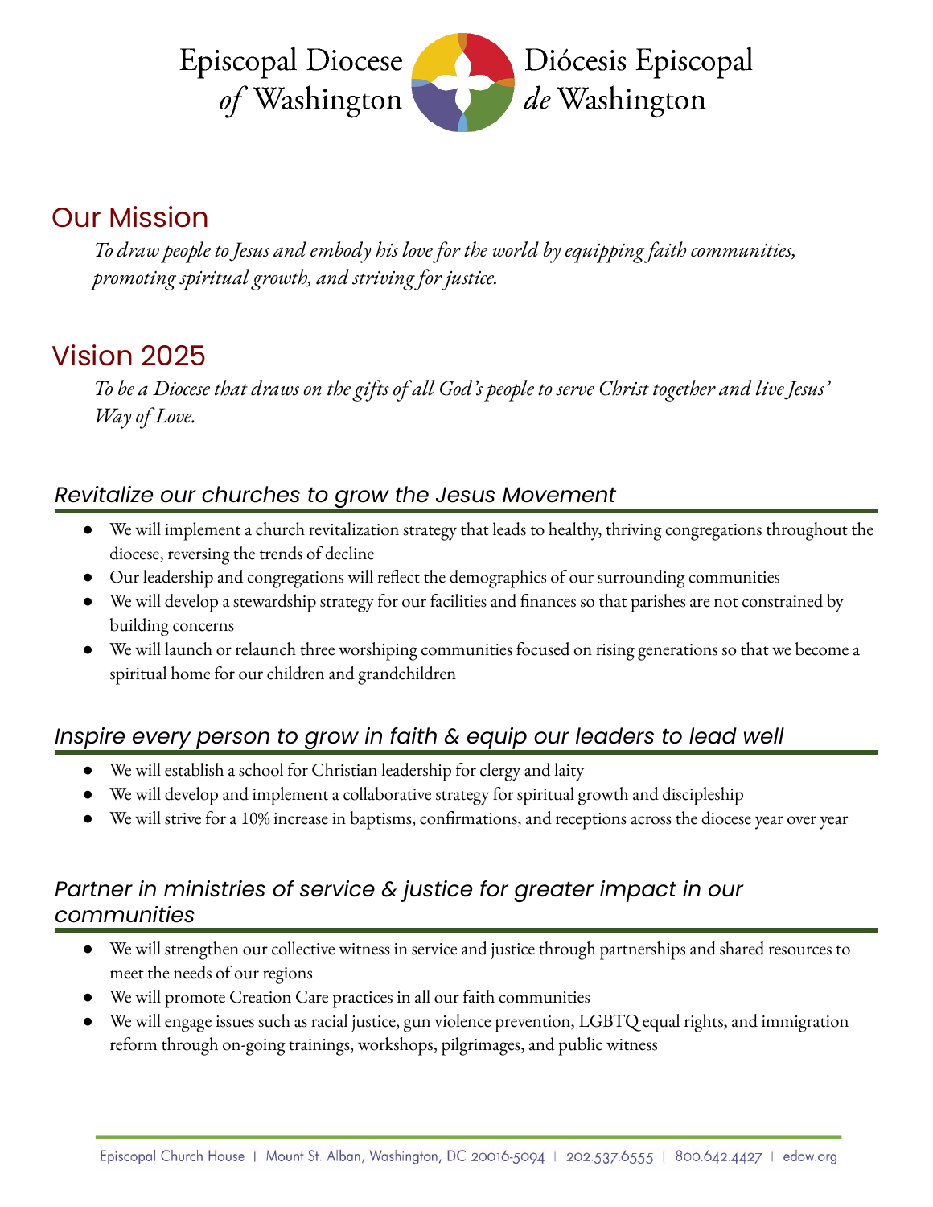Episcopal Diocese *of* Washington | Diócesis Episcopal *de* Washington

## Our Mission

*To draw people to Jesus and embody his love for the world by equipping faith communities, promoting spiritual growth, and striving for justice.*

## Vision 2025

*To be a Diocese that draws on the gifts of all God's people to serve Christ together and live Jesus' Way of Love.*

### *Revitalize our churches to grow the Jesus Movement*

- We will implement a church revitalization strategy that leads to healthy, thriving congregations throughout the diocese, reversing the trends of decline
- Our leadership and congregations will reflect the demographics of our surrounding communities
- We will develop a stewardship strategy for our facilities and finances so that parishes are not constrained by building concerns
- We will launch or relaunch three worshiping communities focused on rising generations so that we become a spiritual home for our children and grandchildren

### *Inspire every person to grow in faith & equip our leaders to lead well*

- We will establish a school for Christian leadership for clergy and laity
- We will develop and implement a collaborative strategy for spiritual growth and discipleship
- We will strive for a 10% increase in baptisms, confirmations, and receptions across the diocese year over year

### *Partner in ministries of service & justice for greater impact in our communities*

- We will strengthen our collective witness in service and justice through partnerships and shared resources to meet the needs of our regions
- We will promote Creation Care practices in all our faith communities
- We will engage issues such as racial justice, gun violence prevention, LGBTQ equal rights, and immigration reform through on-going trainings, workshops, pilgrimages, and public witness

Episcopal Church House | Mount St. Alban, Washington, DC 20016-5094 | 202.537.6555 | 800.642.4427 | edow.org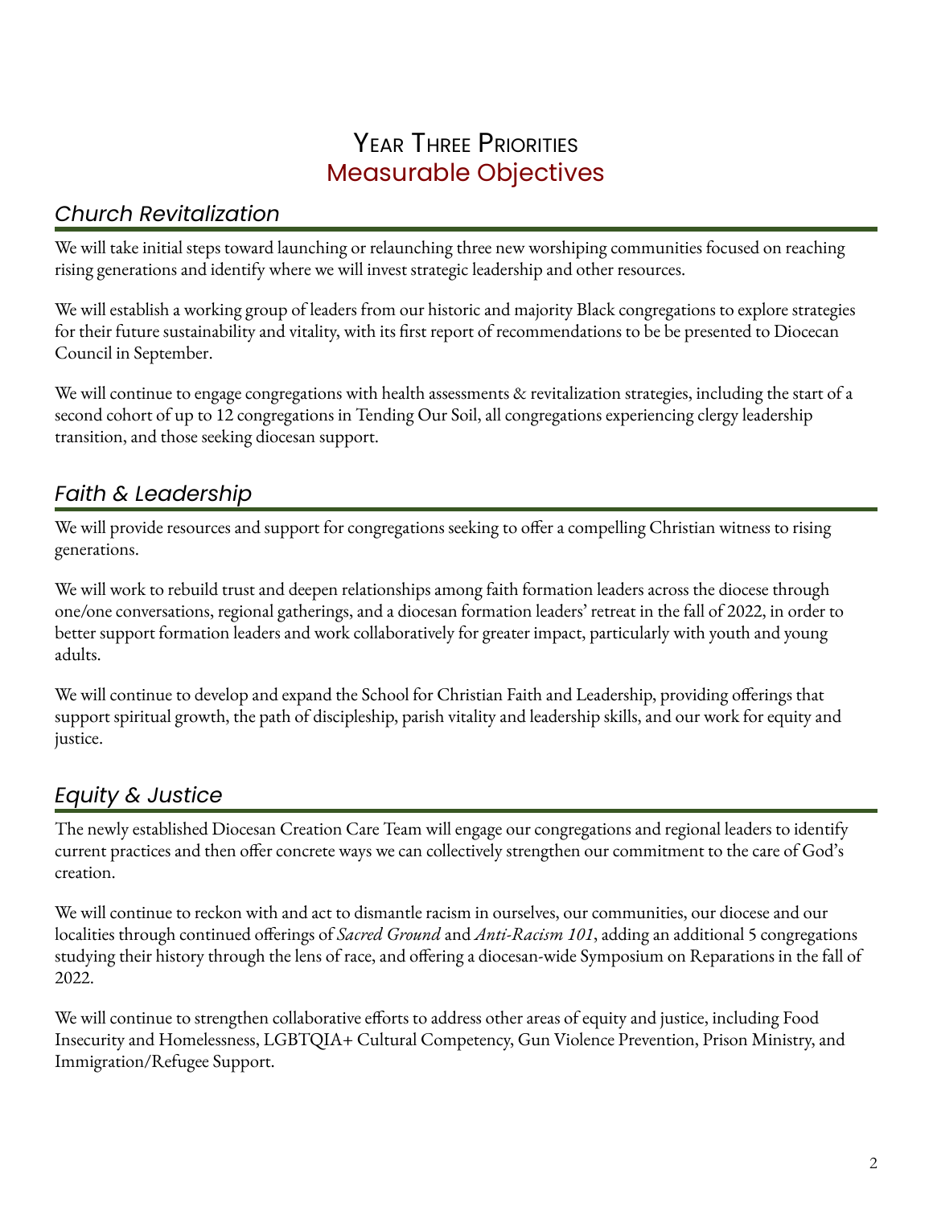# Year Three Priorities
## Measurable Objectives

### *Church Revitalization*

We will take initial steps toward launching or relaunching three new worshiping communities focused on reaching rising generations and identify where we will invest strategic leadership and other resources.

We will establish a working group of leaders from our historic and majority Black congregations to explore strategies for their future sustainability and vitality, with its first report of recommendations to be be presented to Diocesan Council in September.

We will continue to engage congregations with health assessments & revitalization strategies, including the start of a second cohort of up to 12 congregations in Tending Our Soil, all congregations experiencing clergy leadership transition, and those seeking diocesan support.

### *Faith & Leadership*

We will provide resources and support for congregations seeking to offer a compelling Christian witness to rising generations.

We will work to rebuild trust and deepen relationships among faith formation leaders across the diocese through one/one conversations, regional gatherings, and a diocesan formation leaders' retreat in the fall of 2022, in order to better support formation leaders and work collaboratively for greater impact, particularly with youth and young adults.

We will continue to develop and expand the School for Christian Faith and Leadership, providing offerings that support spiritual growth, the path of discipleship, parish vitality and leadership skills, and our work for equity and justice.

### *Equity & Justice*

The newly established Diocesan Creation Care Team will engage our congregations and regional leaders to identify current practices and then offer concrete ways we can collectively strengthen our commitment to the care of God's creation.

We will continue to reckon with and act to dismantle racism in ourselves, our communities, our diocese and our localities through continued offerings of *Sacred Ground* and *Anti-Racism 101*, adding an additional 5 congregations studying their history through the lens of race, and offering a diocesan-wide Symposium on Reparations in the fall of 2022.

We will continue to strengthen collaborative efforts to address other areas of equity and justice, including Food Insecurity and Homelessness, LGBTQIA+ Cultural Competency, Gun Violence Prevention, Prison Ministry, and Immigration/Refugee Support.